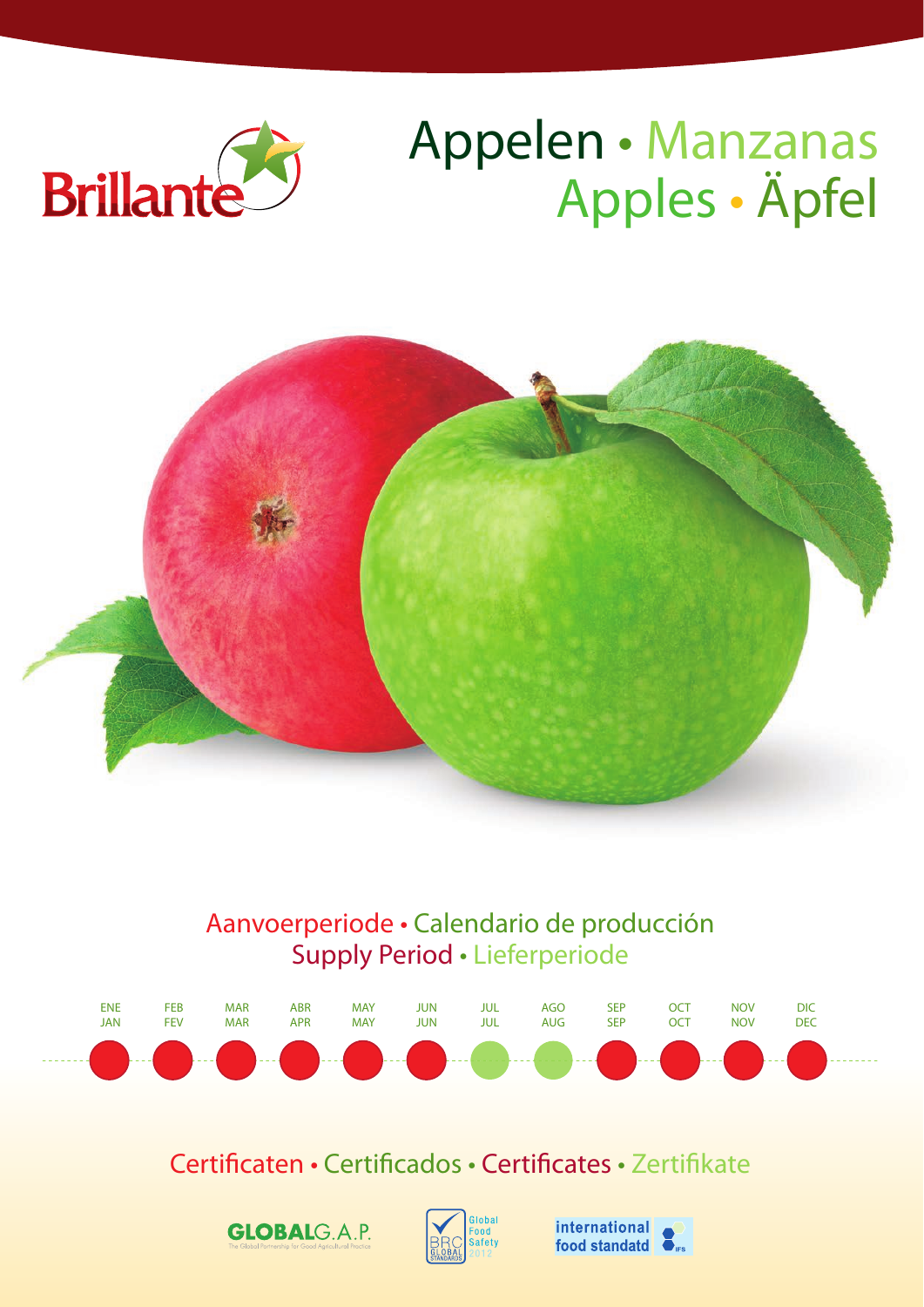Brillante

# Appelen • Manzanas
# Apples • Äpfel

## Aanvoerperiode • Calendario de producción
## Supply Period • Lieferperiode

| ENE JAN | FEB FEV | MAR MAR | ABR APR | MAY MAY | JUN JUN | JUL JUL | AGO AUG | SEP SEP | OCT OCT | NOV NOV | DIC DEC |
|---|---|---|---|---|---|---|---|---|---|---|---|
| ● | ● | ● | ● | ● | ● | ○ | ○ | ● | ● | ● | ● |

## Certificaten • Certificados • Certificates • Zertifikate

GLOBALG.A.P. The Global Partnership for Good Agricultural Practice

BRC Global Standards — Global Food Safety 2012

international food standatd IFS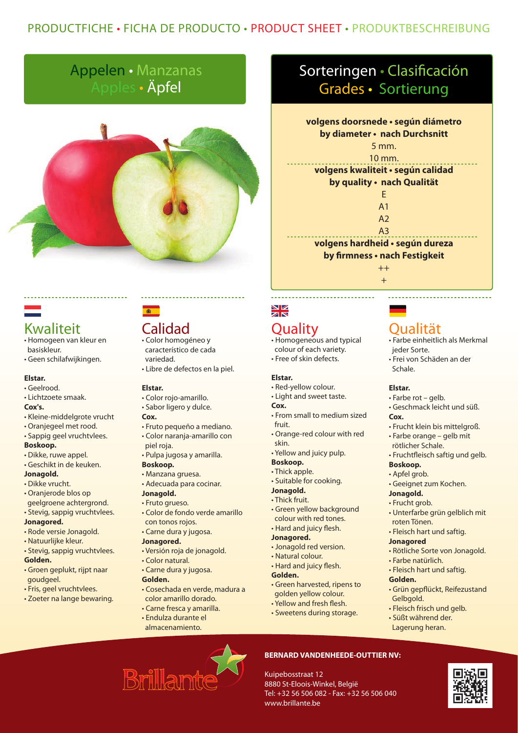PRODUCTFICHE • FICHA DE PRODUCTO • PRODUCT SHEET • PRODUKTBESCHREIBUNG

# Appelen • Manzanas Apples • Äpfel

## Sorteringen • Clasificación Grades • Sortierung

**volgens doorsnede • según diámetro by diameter • nach Durchsnitt**

5 mm.

10 mm.

**volgens kwaliteit • según calidad by quality • nach Qualität**

E

A1

A2

A3

**volgens hardheid • según dureza by firmness • nach Festigkeit**

++

+

## Kwaliteit

- Homogeen van kleur en basiskleur.
- Geen schilafwijkingen.

**Elstar.**
- Geelrood.
- Lichtzoete smaak.

**Cox's.**
- Kleine-middelgrote vrucht
- Oranjegeel met rood.
- Sappig geel vruchtvlees.

**Boskoop.**
- Dikke, ruwe appel.
- Geschikt in de keuken.

**Jonagold.**
- Dikke vrucht.
- Oranjerode blos op geelgroene achtergrond.
- Stevig, sappig vruchtvlees.

**Jonagored.**
- Rode versie Jonagold.
- Natuurlijke kleur.
- Stevig, sappig vruchtvlees.

**Golden.**
- Groen geplukt, rijpt naar goudgeel.
- Fris, geel vruchtvlees.
- Zoeter na lange bewaring.

## Calidad

- Color homogéneo y característico de cada variedad.
- Libre de defectos en la piel.

**Elstar.**
- Color rojo-amarillo.
- Sabor ligero y dulce.

**Cox.**
- Fruto pequeño a mediano.
- Color naranja-amarillo con piel roja.
- Pulpa jugosa y amarilla.

**Boskoop.**
- Manzana gruesa.
- Adecuada para cocinar.

**Jonagold.**
- Fruto grueso.
- Color de fondo verde amarillo con tonos rojos.
- Carne dura y jugosa.

**Jonagored.**
- Versión roja de jonagold.
- Color natural.
- Carne dura y jugosa.

**Golden.**
- Cosechada en verde, madura a color amarillo dorado.
- Carne fresca y amarilla.
- Endulza durante el almacenamiento.

## Quality

- Homogeneous and typical colour of each variety.
- Free of skin defects.

**Elstar.**
- Red-yellow colour.
- Light and sweet taste.

**Cox.**
- From small to medium sized fruit.
- Orange-red colour with red skin.
- Yellow and juicy pulp.

**Boskoop.**
- Thick apple.
- Suitable for cooking.

**Jonagold.**
- Thick fruit.
- Green yellow background colour with red tones.
- Hard and juicy flesh.

**Jonagored.**
- Jonagold red version.
- Natural colour.
- Hard and juicy flesh.

**Golden.**
- Green harvested, ripens to golden yellow colour.
- Yellow and fresh flesh.
- Sweetens during storage.

## Qualität

- Farbe einheitlich als Merkmal jeder Sorte.
- Frei von Schäden an der Schale.

**Elstar.**
- Farbe rot – gelb.
- Geschmack leicht und süß.

**Cox.**
- Frucht klein bis mittelgroß.
- Farbe orange – gelb mit rötlicher Schale.
- Fruchtfleisch saftig und gelb.

**Boskoop.**
- Apfel grob.
- Geeignet zum Kochen.

**Jonagold.**
- Frucht grob.
- Unterfarbe grün gelblich mit roten Tönen.
- Fleisch hart und saftig.

**Jonagored**
- Rötliche Sorte von Jonagold.
- Farbe natürlich.
- Fleisch hart und saftig.

**Golden.**
- Grün gepflückt, Reifezustand Gelbgold.
- Fleisch frisch und gelb.
- Süßt während der Lagerung heran.

Brillante

**BERNARD VANDENHEEDE-OUTTIER NV:**

Kuipebosstraat 12
8880 St-Eloois-Winkel, België
Tel: +32 56 506 082 - Fax: +32 56 506 040
www.brillante.be